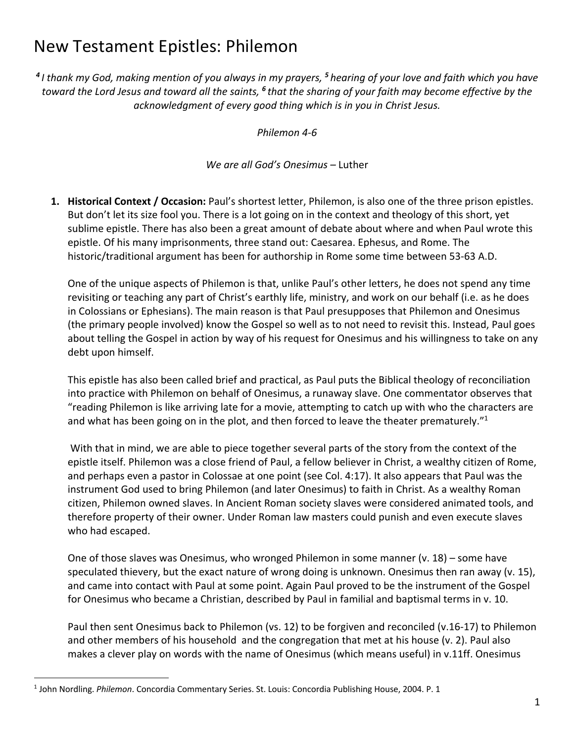# New Testament Epistles: Philemon

*[4] I thank my God, making mention of you always in my prayers, [5] hearing of your love and faith which you have toward the Lord Jesus and toward all the saints, [6] that the sharing of your faith may become effective by the acknowledgment of every good thing which is in you in Christ Jesus.*

*Philemon 4-6*

*We are all God's Onesimus* – Luther

1. **Historical Context / Occasion:** Paul's shortest letter, Philemon, is also one of the three prison epistles. But don't let its size fool you. There is a lot going on in the context and theology of this short, yet sublime epistle. There has also been a great amount of debate about where and when Paul wrote this epistle. Of his many imprisonments, three stand out: Caesarea. Ephesus, and Rome. The historic/traditional argument has been for authorship in Rome some time between 53-63 A.D.

   One of the unique aspects of Philemon is that, unlike Paul's other letters, he does not spend any time revisiting or teaching any part of Christ's earthly life, ministry, and work on our behalf (i.e. as he does in Colossians or Ephesians). The main reason is that Paul presupposes that Philemon and Onesimus (the primary people involved) know the Gospel so well as to not need to revisit this. Instead, Paul goes about telling the Gospel in action by way of his request for Onesimus and his willingness to take on any debt upon himself.

   This epistle has also been called brief and practical, as Paul puts the Biblical theology of reconciliation into practice with Philemon on behalf of Onesimus, a runaway slave. One commentator observes that "reading Philemon is like arriving late for a movie, attempting to catch up with who the characters are and what has been going on in the plot, and then forced to leave the theater prematurely."[1]

   With that in mind, we are able to piece together several parts of the story from the context of the epistle itself. Philemon was a close friend of Paul, a fellow believer in Christ, a wealthy citizen of Rome, and perhaps even a pastor in Colossae at one point (see Col. 4:17). It also appears that Paul was the instrument God used to bring Philemon (and later Onesimus) to faith in Christ. As a wealthy Roman citizen, Philemon owned slaves. In Ancient Roman society slaves were considered animated tools, and therefore property of their owner. Under Roman law masters could punish and even execute slaves who had escaped.

   One of those slaves was Onesimus, who wronged Philemon in some manner (v. 18) – some have speculated thievery, but the exact nature of wrong doing is unknown. Onesimus then ran away (v. 15), and came into contact with Paul at some point. Again Paul proved to be the instrument of the Gospel for Onesimus who became a Christian, described by Paul in familial and baptismal terms in v. 10.

   Paul then sent Onesimus back to Philemon (vs. 12) to be forgiven and reconciled (v.16-17) to Philemon and other members of his household and the congregation that met at his house (v. 2). Paul also makes a clever play on words with the name of Onesimus (which means useful) in v.11ff. Onesimus

---

[1] John Nordling. *Philemon*. Concordia Commentary Series. St. Louis: Concordia Publishing House, 2004. P. 1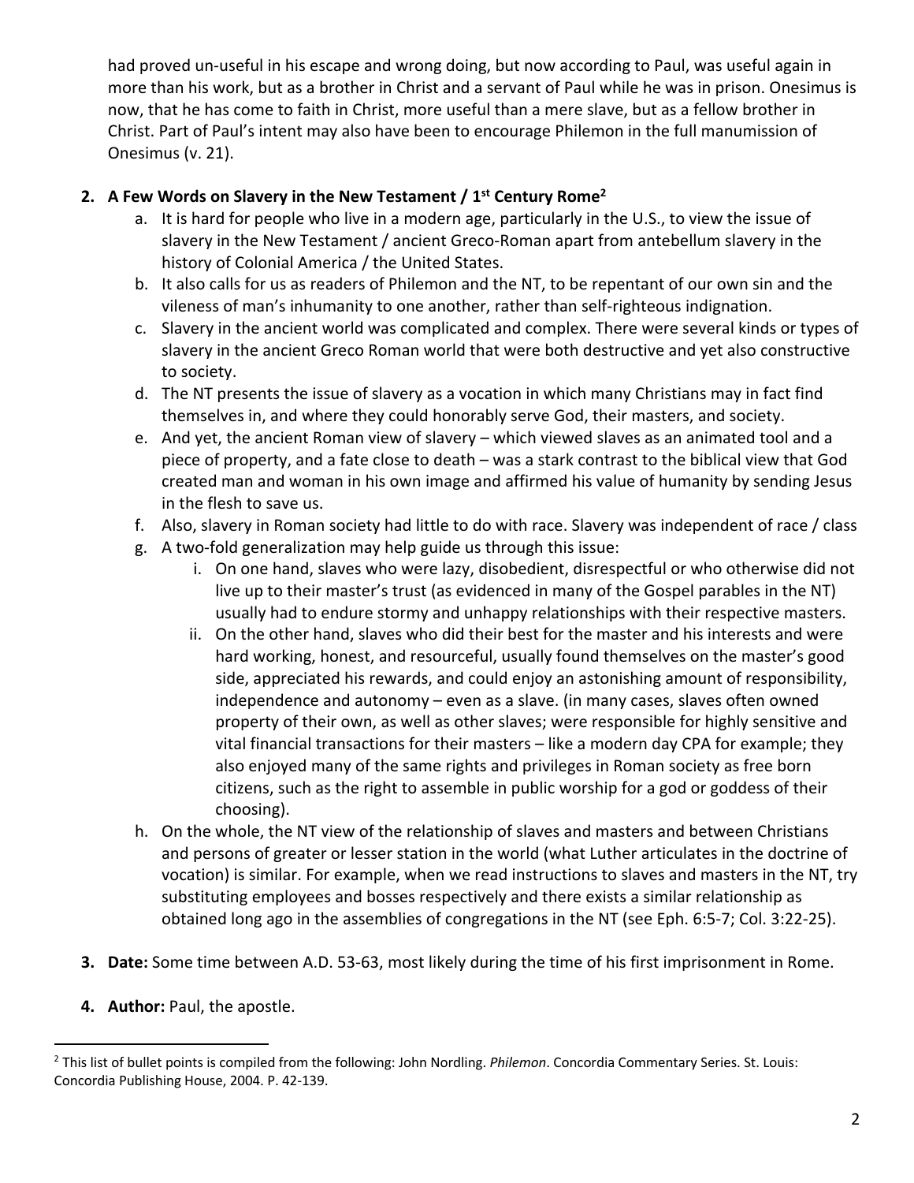had proved un-useful in his escape and wrong doing, but now according to Paul, was useful again in more than his work, but as a brother in Christ and a servant of Paul while he was in prison. Onesimus is now, that he has come to faith in Christ, more useful than a mere slave, but as a fellow brother in Christ. Part of Paul's intent may also have been to encourage Philemon in the full manumission of Onesimus (v. 21).

2. **A Few Words on Slavery in the New Testament / 1st Century Rome[2]**
   a. It is hard for people who live in a modern age, particularly in the U.S., to view the issue of slavery in the New Testament / ancient Greco-Roman apart from antebellum slavery in the history of Colonial America / the United States.
   b. It also calls for us as readers of Philemon and the NT, to be repentant of our own sin and the vileness of man's inhumanity to one another, rather than self-righteous indignation.
   c. Slavery in the ancient world was complicated and complex. There were several kinds or types of slavery in the ancient Greco Roman world that were both destructive and yet also constructive to society.
   d. The NT presents the issue of slavery as a vocation in which many Christians may in fact find themselves in, and where they could honorably serve God, their masters, and society.
   e. And yet, the ancient Roman view of slavery – which viewed slaves as an animated tool and a piece of property, and a fate close to death – was a stark contrast to the biblical view that God created man and woman in his own image and affirmed his value of humanity by sending Jesus in the flesh to save us.
   f. Also, slavery in Roman society had little to do with race. Slavery was independent of race / class
   g. A two-fold generalization may help guide us through this issue:
      i. On one hand, slaves who were lazy, disobedient, disrespectful or who otherwise did not live up to their master's trust (as evidenced in many of the Gospel parables in the NT) usually had to endure stormy and unhappy relationships with their respective masters.
      ii. On the other hand, slaves who did their best for the master and his interests and were hard working, honest, and resourceful, usually found themselves on the master's good side, appreciated his rewards, and could enjoy an astonishing amount of responsibility, independence and autonomy – even as a slave. (in many cases, slaves often owned property of their own, as well as other slaves; were responsible for highly sensitive and vital financial transactions for their masters – like a modern day CPA for example; they also enjoyed many of the same rights and privileges in Roman society as free born citizens, such as the right to assemble in public worship for a god or goddess of their choosing).
   h. On the whole, the NT view of the relationship of slaves and masters and between Christians and persons of greater or lesser station in the world (what Luther articulates in the doctrine of vocation) is similar. For example, when we read instructions to slaves and masters in the NT, try substituting employees and bosses respectively and there exists a similar relationship as obtained long ago in the assemblies of congregations in the NT (see Eph. 6:5-7; Col. 3:22-25).

3. **Date:** Some time between A.D. 53-63, most likely during the time of his first imprisonment in Rome.

4. **Author:** Paul, the apostle.

---

[2] This list of bullet points is compiled from the following: John Nordling. *Philemon*. Concordia Commentary Series. St. Louis: Concordia Publishing House, 2004. P. 42-139.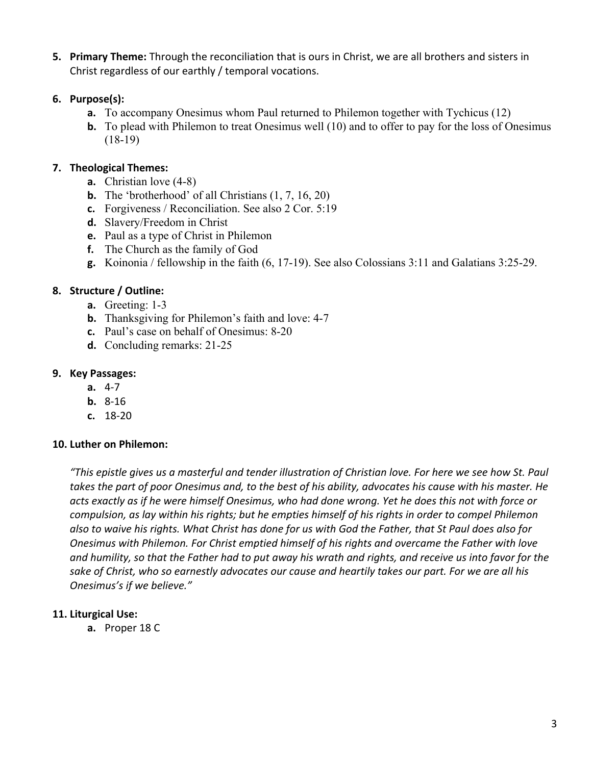5. **Primary Theme:** Through the reconciliation that is ours in Christ, we are all brothers and sisters in Christ regardless of our earthly / temporal vocations.

6. **Purpose(s):**
    a. To accompany Onesimus whom Paul returned to Philemon together with Tychicus (12)
    b. To plead with Philemon to treat Onesimus well (10) and to offer to pay for the loss of Onesimus (18-19)

7. **Theological Themes:**
    a. Christian love (4-8)
    b. The 'brotherhood' of all Christians (1, 7, 16, 20)
    c. Forgiveness / Reconciliation. See also 2 Cor. 5:19
    d. Slavery/Freedom in Christ
    e. Paul as a type of Christ in Philemon
    f. The Church as the family of God
    g. Koinonia / fellowship in the faith (6, 17-19). See also Colossians 3:11 and Galatians 3:25-29.

8. **Structure / Outline:**
    a. Greeting: 1-3
    b. Thanksgiving for Philemon's faith and love: 4-7
    c. Paul's case on behalf of Onesimus: 8-20
    d. Concluding remarks: 21-25

9. **Key Passages:**
    a. 4-7
    b. 8-16
    c. 18-20

10. **Luther on Philemon:**

    *"This epistle gives us a masterful and tender illustration of Christian love. For here we see how St. Paul takes the part of poor Onesimus and, to the best of his ability, advocates his cause with his master. He acts exactly as if he were himself Onesimus, who had done wrong. Yet he does this not with force or compulsion, as lay within his rights; but he empties himself of his rights in order to compel Philemon also to waive his rights. What Christ has done for us with God the Father, that St Paul does also for Onesimus with Philemon. For Christ emptied himself of his rights and overcame the Father with love and humility, so that the Father had to put away his wrath and rights, and receive us into favor for the sake of Christ, who so earnestly advocates our cause and heartily takes our part. For we are all his Onesimus's if we believe."*

11. **Liturgical Use:**
    a. Proper 18 C